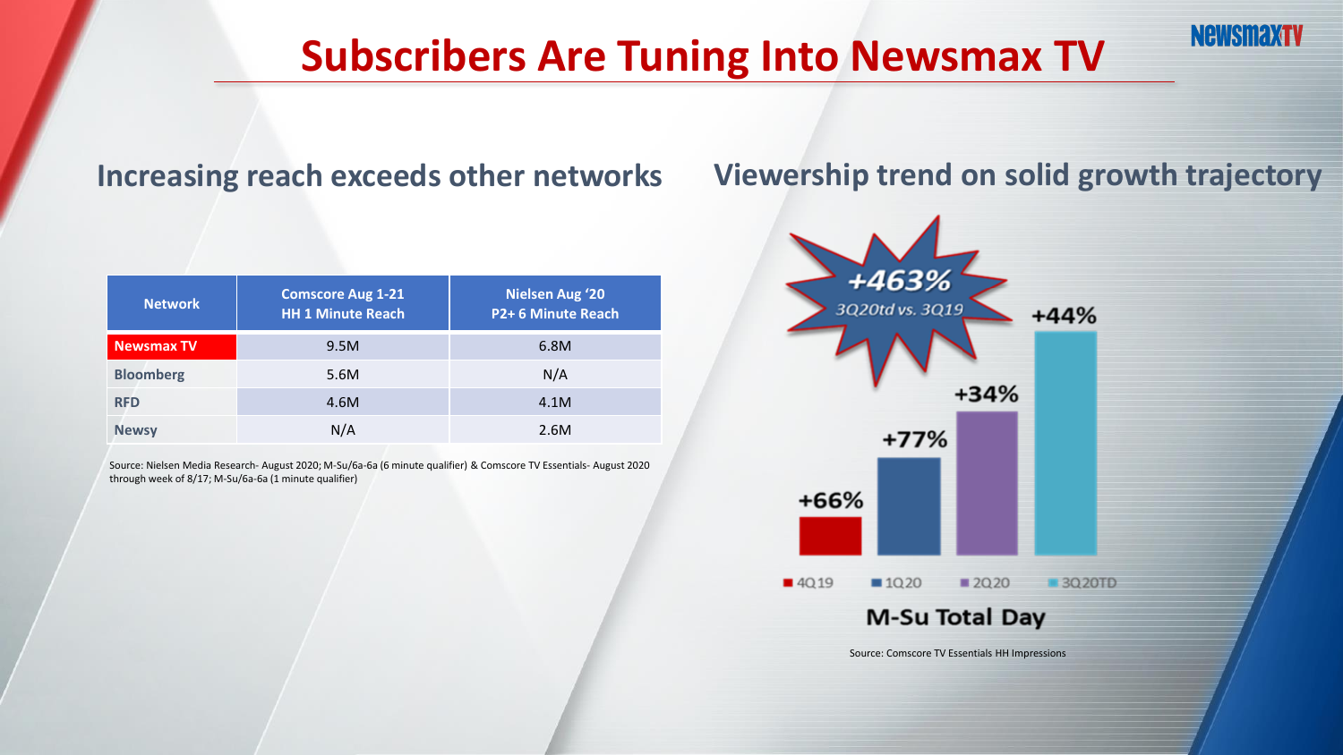# Subscribers Are Tuning Into Newsmax TV

## Increasing reach exceeds other networks

| Network | Comscore Aug 1-21 HH 1 Minute Reach | Nielsen Aug '20 P2+ 6 Minute Reach |
| --- | --- | --- |
| Newsmax TV | 9.5M | 6.8M |
| Bloomberg | 5.6M | N/A |
| RFD | 4.6M | 4.1M |
| Newsy | N/A | 2.6M |

Source: Nielsen Media Research- August 2020; M-Su/6a-6a (6 minute qualifier) & Comscore TV Essentials- August 2020 through week of 8/17; M-Su/6a-6a (1 minute qualifier)

## Viewership trend on solid growth trajectory

*+463%*
*3Q20td vs. 3Q19*

| Period | Growth |
| --- | --- |
| 4Q19 | +66% |
| 1Q20 | +77% |
| 2Q20 | +34% |
| 3Q20TD | +44% |

**M-Su Total Day**

Source: Comscore TV Essentials HH Impressions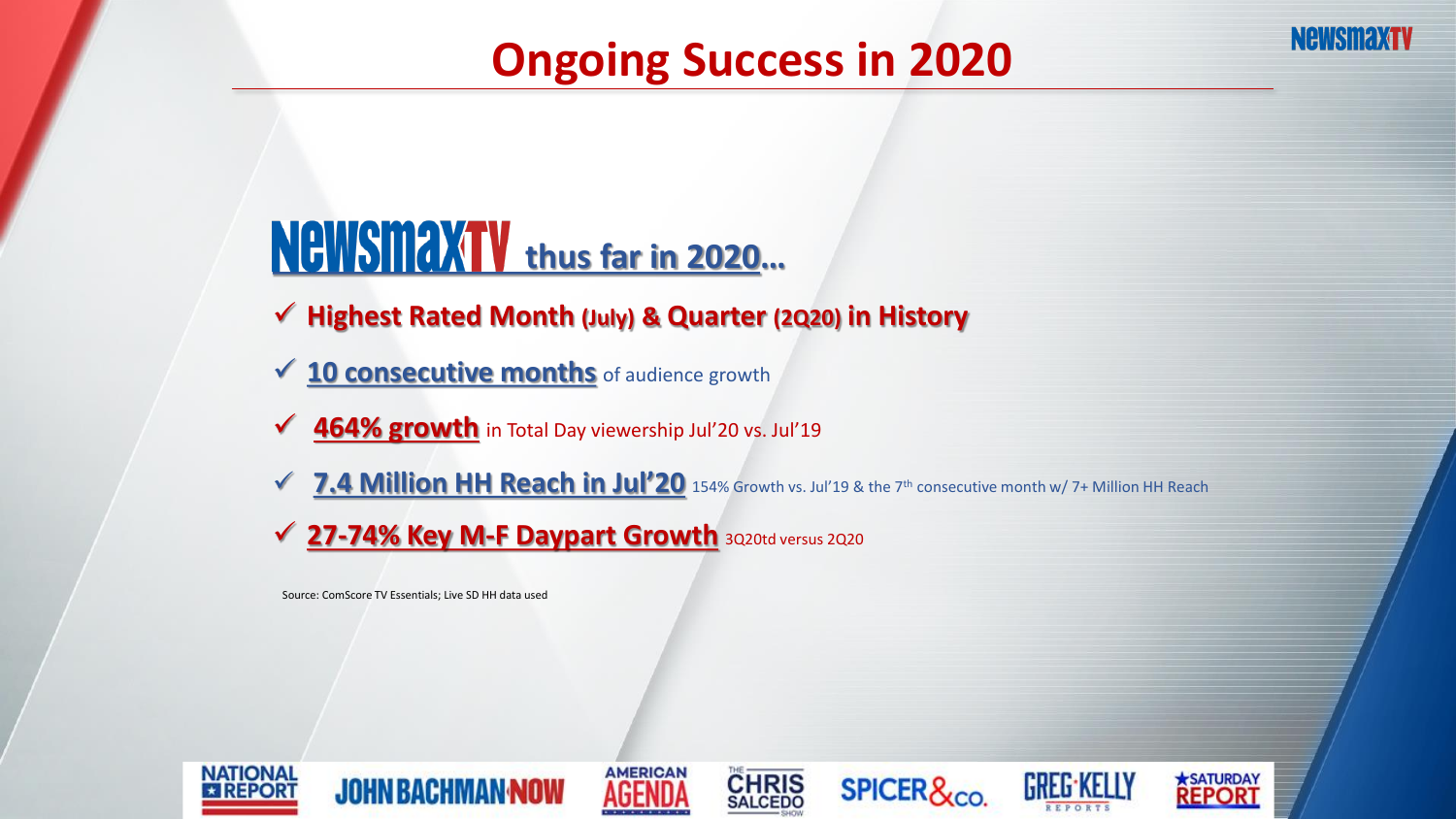# Ongoing Success in 2020

## NEWSMAX TV thus far in 2020…

- ✓ **Highest Rated Month (July) & Quarter (2Q20) in History**
- ✓ **10 consecutive months** of audience growth
- ✓ **464% growth** in Total Day viewership Jul'20 vs. Jul'19
- ✓ **7.4 Million HH Reach in Jul'20** 154% Growth vs. Jul'19 & the 7th consecutive month w/ 7+ Million HH Reach
- ✓ **27-74% Key M-F Daypart Growth** 3Q20td versus 2Q20

Source: ComScore TV Essentials; Live SD HH data used

NATIONAL REPORT | JOHN BACHMAN NOW | AMERICAN AGENDA | THE CHRIS SALCEDO SHOW | SPICER & CO. | GREG KELLY REPORTS | SATURDAY REPORT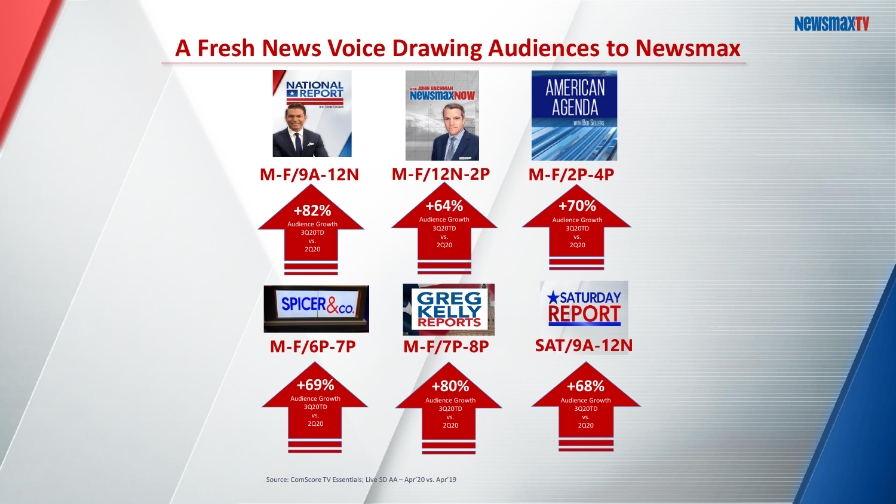# A Fresh News Voice Drawing Audiences to Newsmax

| Program | Time Slot | Audience Growth 3Q20TD vs. 2Q20 |
| --- | --- | --- |
| National Report | M-F/9A-12N | +82% |
| Newsmax Now with John Bachman | M-F/12N-2P | +64% |
| American Agenda with Bob Sellers | M-F/2P-4P | +70% |
| Spicer & Co. | M-F/6P-7P | +69% |
| Greg Kelly Reports | M-F/7P-8P | +80% |
| Saturday Report | SAT/9A-12N | +68% |

Source: ComScore TV Essentials; Live SD AA – Apr'20 vs. Apr'19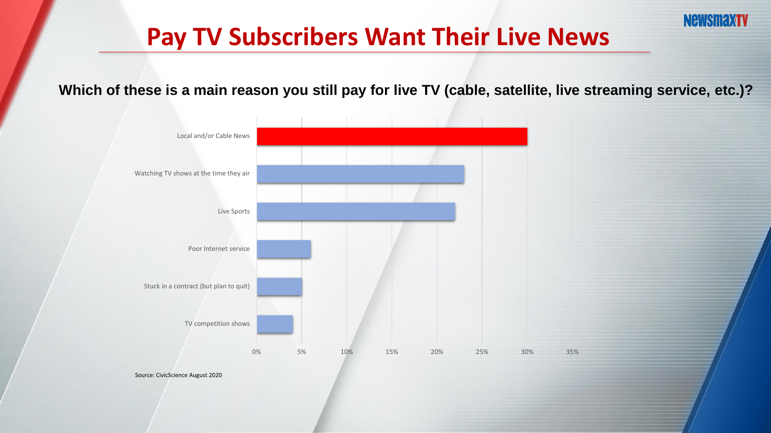# Pay TV Subscribers Want Their Live News

**Which of these is a main reason you still pay for live TV (cable, satellite, live streaming service, etc.)?**

Local and/or Cable News

Watching TV shows at the time they air

Live Sports

Poor Internet service

Stuck in a contract (but plan to quit)

TV competition shows

0% 5% 10% 15% 20% 25% 30% 35%

Source: CivicScience August 2020